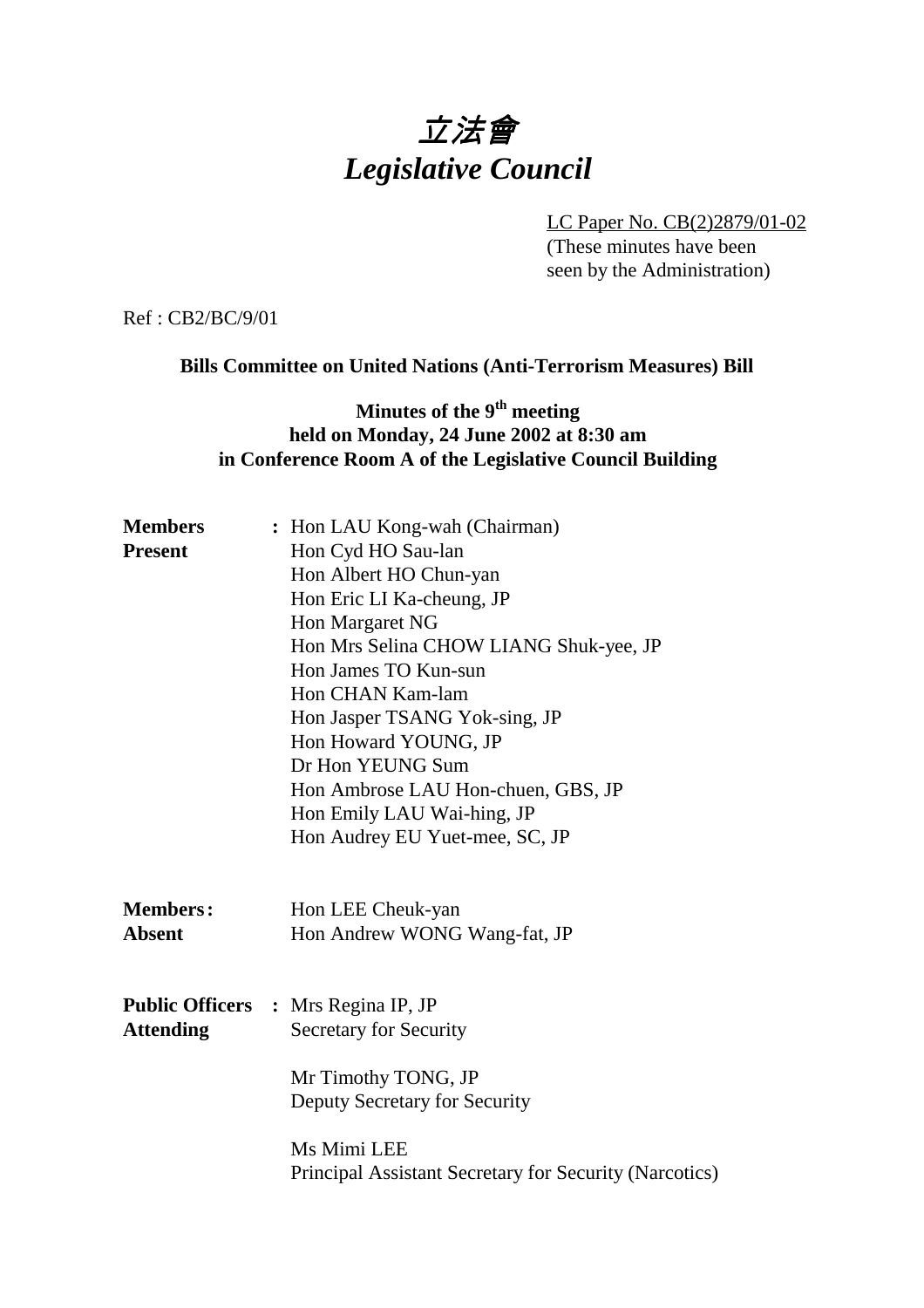# *立法會*
# *Legislative Council*

LC Paper No. CB(2)2879/01-02
(These minutes have been seen by the Administration)

Ref : CB2/BC/9/01

**Bills Committee on United Nations (Anti-Terrorism Measures) Bill**

**Minutes of the 9th meeting held on Monday, 24 June 2002 at 8:30 am in Conference Room A of the Legislative Council Building**

**Members Present** : Hon LAU Kong-wah (Chairman)
Hon Cyd HO Sau-lan
Hon Albert HO Chun-yan
Hon Eric LI Ka-cheung, JP
Hon Margaret NG
Hon Mrs Selina CHOW LIANG Shuk-yee, JP
Hon James TO Kun-sun
Hon CHAN Kam-lam
Hon Jasper TSANG Yok-sing, JP
Hon Howard YOUNG, JP
Dr Hon YEUNG Sum
Hon Ambrose LAU Hon-chuen, GBS, JP
Hon Emily LAU Wai-hing, JP
Hon Audrey EU Yuet-mee, SC, JP

**Members Absent** : Hon LEE Cheuk-yan
Hon Andrew WONG Wang-fat, JP

**Public Officers Attending** : Mrs Regina IP, JP
Secretary for Security

Mr Timothy TONG, JP
Deputy Secretary for Security

Ms Mimi LEE
Principal Assistant Secretary for Security (Narcotics)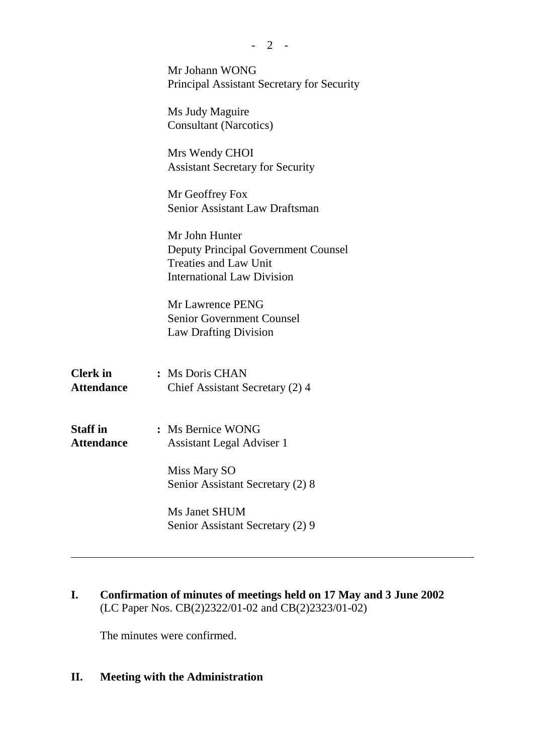Mr Johann WONG
Principal Assistant Secretary for Security

Ms Judy Maguire
Consultant (Narcotics)

Mrs Wendy CHOI
Assistant Secretary for Security

Mr Geoffrey Fox
Senior Assistant Law Draftsman

Mr John Hunter
Deputy Principal Government Counsel
Treaties and Law Unit
International Law Division

Mr Lawrence PENG
Senior Government Counsel
Law Drafting Division

**Clerk in Attendance** : Ms Doris CHAN
Chief Assistant Secretary (2) 4

**Staff in Attendance** : Ms Bernice WONG
Assistant Legal Adviser 1

Miss Mary SO
Senior Assistant Secretary (2) 8

Ms Janet SHUM
Senior Assistant Secretary (2) 9

---

## I. Confirmation of minutes of meetings held on 17 May and 3 June 2002
(LC Paper Nos. CB(2)2322/01-02 and CB(2)2323/01-02)

The minutes were confirmed.

## II. Meeting with the Administration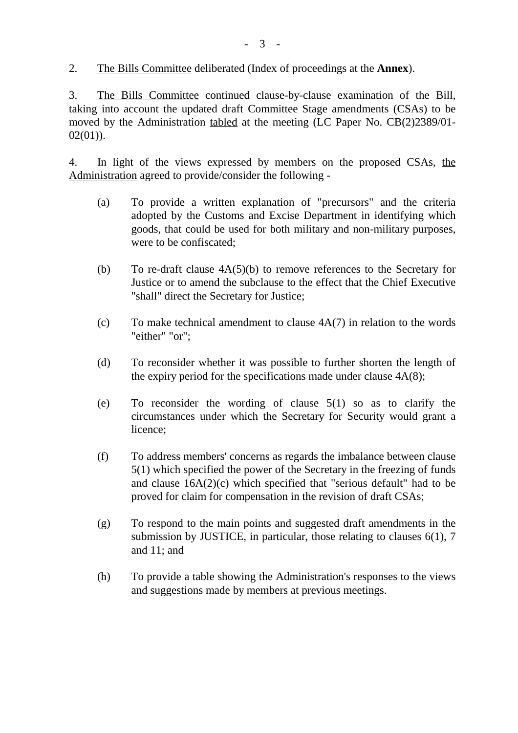2. The Bills Committee deliberated (Index of proceedings at the **Annex**).

3. The Bills Committee continued clause-by-clause examination of the Bill, taking into account the updated draft Committee Stage amendments (CSAs) to be moved by the Administration tabled at the meeting (LC Paper No. CB(2)2389/01-02(01)).

4. In light of the views expressed by members on the proposed CSAs, the Administration agreed to provide/consider the following -

(a) To provide a written explanation of "precursors" and the criteria adopted by the Customs and Excise Department in identifying which goods, that could be used for both military and non-military purposes, were to be confiscated;

(b) To re-draft clause 4A(5)(b) to remove references to the Secretary for Justice or to amend the subclause to the effect that the Chief Executive "shall" direct the Secretary for Justice;

(c) To make technical amendment to clause 4A(7) in relation to the words "either" "or";

(d) To reconsider whether it was possible to further shorten the length of the expiry period for the specifications made under clause 4A(8);

(e) To reconsider the wording of clause 5(1) so as to clarify the circumstances under which the Secretary for Security would grant a licence;

(f) To address members' concerns as regards the imbalance between clause 5(1) which specified the power of the Secretary in the freezing of funds and clause 16A(2)(c) which specified that "serious default" had to be proved for claim for compensation in the revision of draft CSAs;

(g) To respond to the main points and suggested draft amendments in the submission by JUSTICE, in particular, those relating to clauses 6(1), 7 and 11; and

(h) To provide a table showing the Administration's responses to the views and suggestions made by members at previous meetings.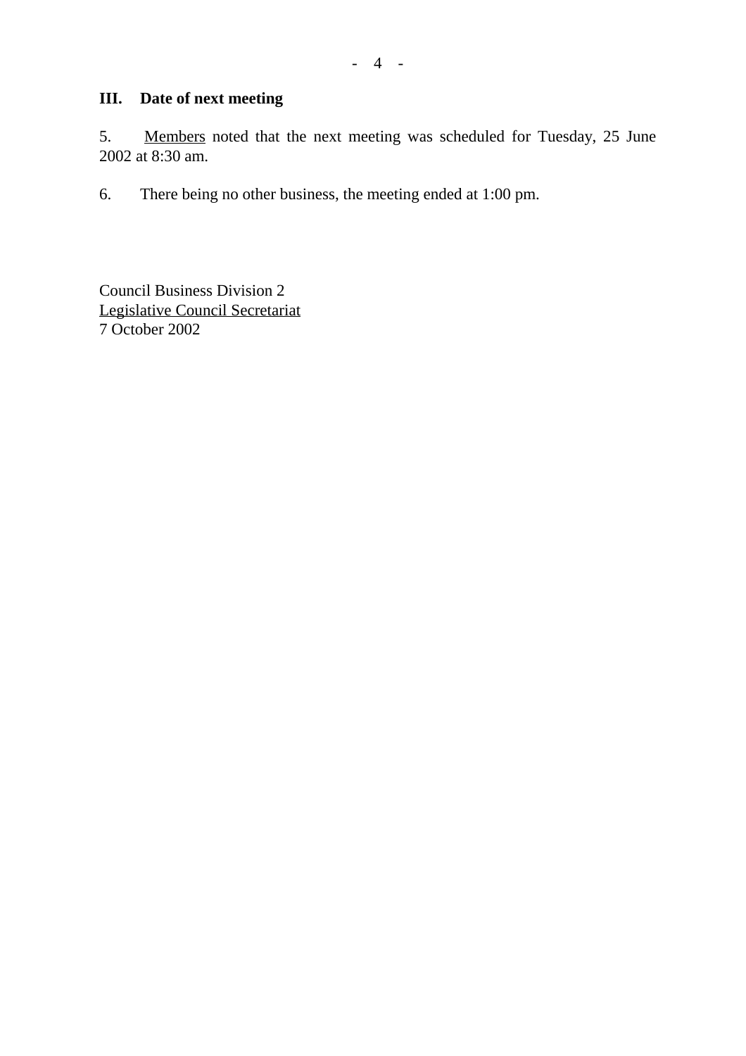### III. Date of next meeting

5. Members noted that the next meeting was scheduled for Tuesday, 25 June 2002 at 8:30 am.

6. There being no other business, the meeting ended at 1:00 pm.

Council Business Division 2
Legislative Council Secretariat
7 October 2002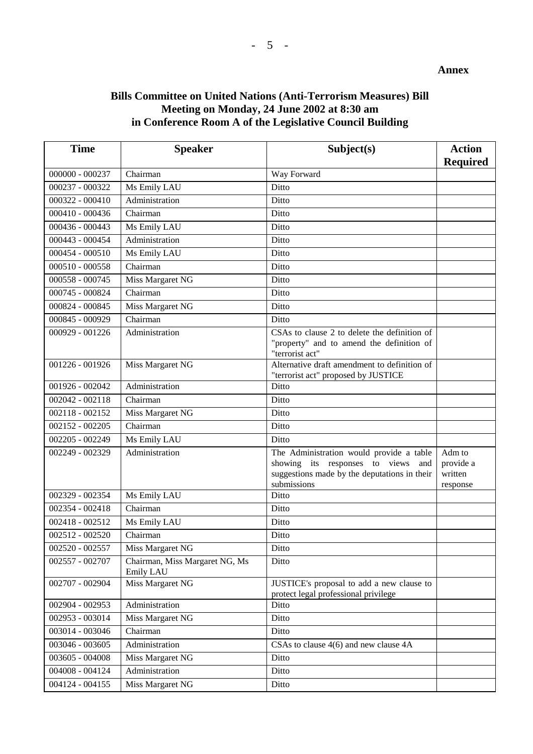**Annex**

**Bills Committee on United Nations (Anti-Terrorism Measures) Bill**
**Meeting on Monday, 24 June 2002 at 8:30 am**
**in Conference Room A of the Legislative Council Building**

| Time | Speaker | Subject(s) | Action Required |
|---|---|---|---|
| 000000 - 000237 | Chairman | Way Forward | |
| 000237 - 000322 | Ms Emily LAU | Ditto | |
| 000322 - 000410 | Administration | Ditto | |
| 000410 - 000436 | Chairman | Ditto | |
| 000436 - 000443 | Ms Emily LAU | Ditto | |
| 000443 - 000454 | Administration | Ditto | |
| 000454 - 000510 | Ms Emily LAU | Ditto | |
| 000510 - 000558 | Chairman | Ditto | |
| 000558 - 000745 | Miss Margaret NG | Ditto | |
| 000745 - 000824 | Chairman | Ditto | |
| 000824 - 000845 | Miss Margaret NG | Ditto | |
| 000845 - 000929 | Chairman | Ditto | |
| 000929 - 001226 | Administration | CSAs to clause 2 to delete the definition of "property" and to amend the definition of "terrorist act" | |
| 001226 - 001926 | Miss Margaret NG | Alternative draft amendment to definition of "terrorist act" proposed by JUSTICE | |
| 001926 - 002042 | Administration | Ditto | |
| 002042 - 002118 | Chairman | Ditto | |
| 002118 - 002152 | Miss Margaret NG | Ditto | |
| 002152 - 002205 | Chairman | Ditto | |
| 002205 - 002249 | Ms Emily LAU | Ditto | |
| 002249 - 002329 | Administration | The Administration would provide a table showing its responses to views and suggestions made by the deputations in their submissions | Adm to provide a written response |
| 002329 - 002354 | Ms Emily LAU | Ditto | |
| 002354 - 002418 | Chairman | Ditto | |
| 002418 - 002512 | Ms Emily LAU | Ditto | |
| 002512 - 002520 | Chairman | Ditto | |
| 002520 - 002557 | Miss Margaret NG | Ditto | |
| 002557 - 002707 | Chairman, Miss Margaret NG, Ms Emily LAU | Ditto | |
| 002707 - 002904 | Miss Margaret NG | JUSTICE's proposal to add a new clause to protect legal professional privilege | |
| 002904 - 002953 | Administration | Ditto | |
| 002953 - 003014 | Miss Margaret NG | Ditto | |
| 003014 - 003046 | Chairman | Ditto | |
| 003046 - 003605 | Administration | CSAs to clause 4(6) and new clause 4A | |
| 003605 - 004008 | Miss Margaret NG | Ditto | |
| 004008 - 004124 | Administration | Ditto | |
| 004124 - 004155 | Miss Margaret NG | Ditto | |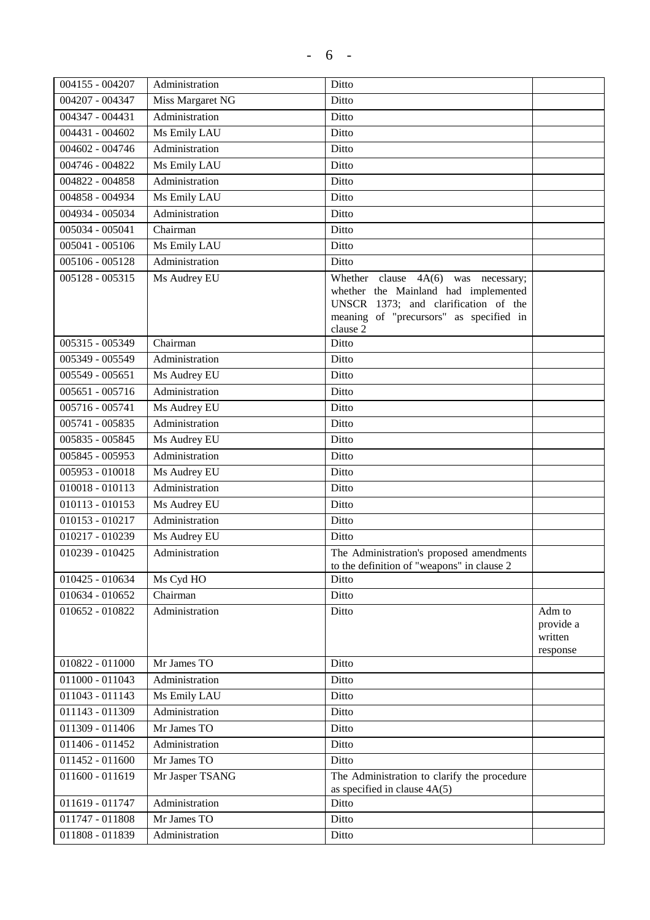| | | | |
|---|---|---|---|
| 004155 - 004207 | Administration | Ditto | |
| 004207 - 004347 | Miss Margaret NG | Ditto | |
| 004347 - 004431 | Administration | Ditto | |
| 004431 - 004602 | Ms Emily LAU | Ditto | |
| 004602 - 004746 | Administration | Ditto | |
| 004746 - 004822 | Ms Emily LAU | Ditto | |
| 004822 - 004858 | Administration | Ditto | |
| 004858 - 004934 | Ms Emily LAU | Ditto | |
| 004934 - 005034 | Administration | Ditto | |
| 005034 - 005041 | Chairman | Ditto | |
| 005041 - 005106 | Ms Emily LAU | Ditto | |
| 005106 - 005128 | Administration | Ditto | |
| 005128 - 005315 | Ms Audrey EU | Whether clause 4A(6) was necessary; whether the Mainland had implemented UNSCR 1373; and clarification of the meaning of "precursors" as specified in clause 2 | |
| 005315 - 005349 | Chairman | Ditto | |
| 005349 - 005549 | Administration | Ditto | |
| 005549 - 005651 | Ms Audrey EU | Ditto | |
| 005651 - 005716 | Administration | Ditto | |
| 005716 - 005741 | Ms Audrey EU | Ditto | |
| 005741 - 005835 | Administration | Ditto | |
| 005835 - 005845 | Ms Audrey EU | Ditto | |
| 005845 - 005953 | Administration | Ditto | |
| 005953 - 010018 | Ms Audrey EU | Ditto | |
| 010018 - 010113 | Administration | Ditto | |
| 010113 - 010153 | Ms Audrey EU | Ditto | |
| 010153 - 010217 | Administration | Ditto | |
| 010217 - 010239 | Ms Audrey EU | Ditto | |
| 010239 - 010425 | Administration | The Administration's proposed amendments to the definition of "weapons" in clause 2 | |
| 010425 - 010634 | Ms Cyd HO | Ditto | |
| 010634 - 010652 | Chairman | Ditto | |
| 010652 - 010822 | Administration | Ditto | Adm to provide a written response |
| 010822 - 011000 | Mr James TO | Ditto | |
| 011000 - 011043 | Administration | Ditto | |
| 011043 - 011143 | Ms Emily LAU | Ditto | |
| 011143 - 011309 | Administration | Ditto | |
| 011309 - 011406 | Mr James TO | Ditto | |
| 011406 - 011452 | Administration | Ditto | |
| 011452 - 011600 | Mr James TO | Ditto | |
| 011600 - 011619 | Mr Jasper TSANG | The Administration to clarify the procedure as specified in clause 4A(5) | |
| 011619 - 011747 | Administration | Ditto | |
| 011747 - 011808 | Mr James TO | Ditto | |
| 011808 - 011839 | Administration | Ditto | |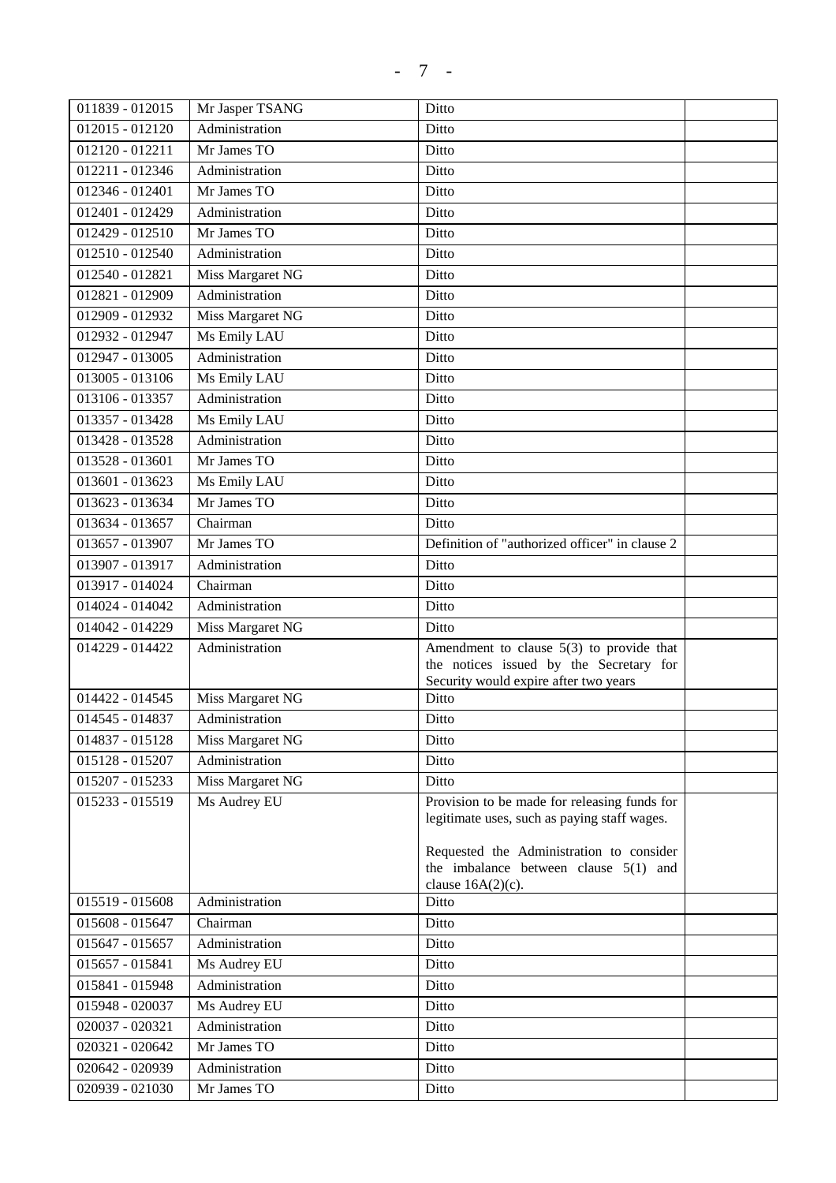| | | | |
|---|---|---|---|
| 011839 - 012015 | Mr Jasper TSANG | Ditto | |
| 012015 - 012120 | Administration | Ditto | |
| 012120 - 012211 | Mr James TO | Ditto | |
| 012211 - 012346 | Administration | Ditto | |
| 012346 - 012401 | Mr James TO | Ditto | |
| 012401 - 012429 | Administration | Ditto | |
| 012429 - 012510 | Mr James TO | Ditto | |
| 012510 - 012540 | Administration | Ditto | |
| 012540 - 012821 | Miss Margaret NG | Ditto | |
| 012821 - 012909 | Administration | Ditto | |
| 012909 - 012932 | Miss Margaret NG | Ditto | |
| 012932 - 012947 | Ms Emily LAU | Ditto | |
| 012947 - 013005 | Administration | Ditto | |
| 013005 - 013106 | Ms Emily LAU | Ditto | |
| 013106 - 013357 | Administration | Ditto | |
| 013357 - 013428 | Ms Emily LAU | Ditto | |
| 013428 - 013528 | Administration | Ditto | |
| 013528 - 013601 | Mr James TO | Ditto | |
| 013601 - 013623 | Ms Emily LAU | Ditto | |
| 013623 - 013634 | Mr James TO | Ditto | |
| 013634 - 013657 | Chairman | Ditto | |
| 013657 - 013907 | Mr James TO | Definition of "authorized officer" in clause 2 | |
| 013907 - 013917 | Administration | Ditto | |
| 013917 - 014024 | Chairman | Ditto | |
| 014024 - 014042 | Administration | Ditto | |
| 014042 - 014229 | Miss Margaret NG | Ditto | |
| 014229 - 014422 | Administration | Amendment to clause 5(3) to provide that the notices issued by the Secretary for Security would expire after two years | |
| 014422 - 014545 | Miss Margaret NG | Ditto | |
| 014545 - 014837 | Administration | Ditto | |
| 014837 - 015128 | Miss Margaret NG | Ditto | |
| 015128 - 015207 | Administration | Ditto | |
| 015207 - 015233 | Miss Margaret NG | Ditto | |
| 015233 - 015519 | Ms Audrey EU | Provision to be made for releasing funds for legitimate uses, such as paying staff wages.<br><br>Requested the Administration to consider the imbalance between clause 5(1) and clause 16A(2)(c). | |
| 015519 - 015608 | Administration | Ditto | |
| 015608 - 015647 | Chairman | Ditto | |
| 015647 - 015657 | Administration | Ditto | |
| 015657 - 015841 | Ms Audrey EU | Ditto | |
| 015841 - 015948 | Administration | Ditto | |
| 015948 - 020037 | Ms Audrey EU | Ditto | |
| 020037 - 020321 | Administration | Ditto | |
| 020321 - 020642 | Mr James TO | Ditto | |
| 020642 - 020939 | Administration | Ditto | |
| 020939 - 021030 | Mr James TO | Ditto | |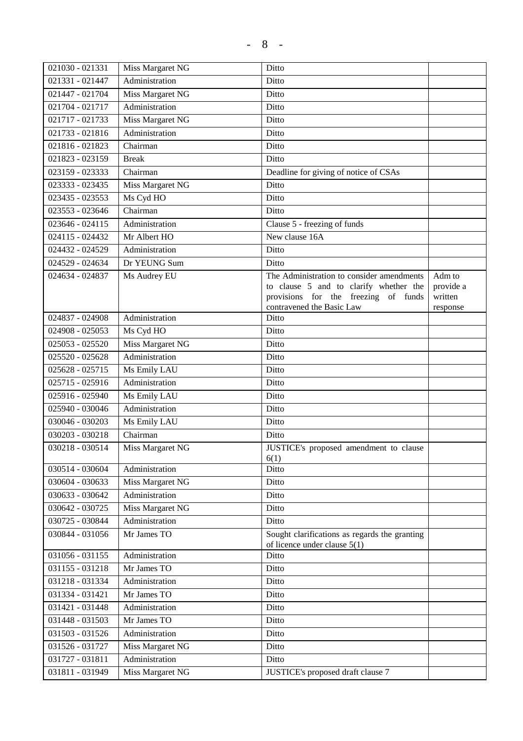| | | | |
|---|---|---|---|
| 021030 - 021331 | Miss Margaret NG | Ditto | |
| 021331 - 021447 | Administration | Ditto | |
| 021447 - 021704 | Miss Margaret NG | Ditto | |
| 021704 - 021717 | Administration | Ditto | |
| 021717 - 021733 | Miss Margaret NG | Ditto | |
| 021733 - 021816 | Administration | Ditto | |
| 021816 - 021823 | Chairman | Ditto | |
| 021823 - 023159 | Break | Ditto | |
| 023159 - 023333 | Chairman | Deadline for giving of notice of CSAs | |
| 023333 - 023435 | Miss Margaret NG | Ditto | |
| 023435 - 023553 | Ms Cyd HO | Ditto | |
| 023553 - 023646 | Chairman | Ditto | |
| 023646 - 024115 | Administration | Clause 5 - freezing of funds | |
| 024115 - 024432 | Mr Albert HO | New clause 16A | |
| 024432 - 024529 | Administration | Ditto | |
| 024529 - 024634 | Dr YEUNG Sum | Ditto | |
| 024634 - 024837 | Ms Audrey EU | The Administration to consider amendments to clause 5 and to clarify whether the provisions for the freezing of funds contravened the Basic Law | Adm to provide a written response |
| 024837 - 024908 | Administration | Ditto | |
| 024908 - 025053 | Ms Cyd HO | Ditto | |
| 025053 - 025520 | Miss Margaret NG | Ditto | |
| 025520 - 025628 | Administration | Ditto | |
| 025628 - 025715 | Ms Emily LAU | Ditto | |
| 025715 - 025916 | Administration | Ditto | |
| 025916 - 025940 | Ms Emily LAU | Ditto | |
| 025940 - 030046 | Administration | Ditto | |
| 030046 - 030203 | Ms Emily LAU | Ditto | |
| 030203 - 030218 | Chairman | Ditto | |
| 030218 - 030514 | Miss Margaret NG | JUSTICE's proposed amendment to clause 6(1) | |
| 030514 - 030604 | Administration | Ditto | |
| 030604 - 030633 | Miss Margaret NG | Ditto | |
| 030633 - 030642 | Administration | Ditto | |
| 030642 - 030725 | Miss Margaret NG | Ditto | |
| 030725 - 030844 | Administration | Ditto | |
| 030844 - 031056 | Mr James TO | Sought clarifications as regards the granting of licence under clause 5(1) | |
| 031056 - 031155 | Administration | Ditto | |
| 031155 - 031218 | Mr James TO | Ditto | |
| 031218 - 031334 | Administration | Ditto | |
| 031334 - 031421 | Mr James TO | Ditto | |
| 031421 - 031448 | Administration | Ditto | |
| 031448 - 031503 | Mr James TO | Ditto | |
| 031503 - 031526 | Administration | Ditto | |
| 031526 - 031727 | Miss Margaret NG | Ditto | |
| 031727 - 031811 | Administration | Ditto | |
| 031811 - 031949 | Miss Margaret NG | JUSTICE's proposed draft clause 7 | |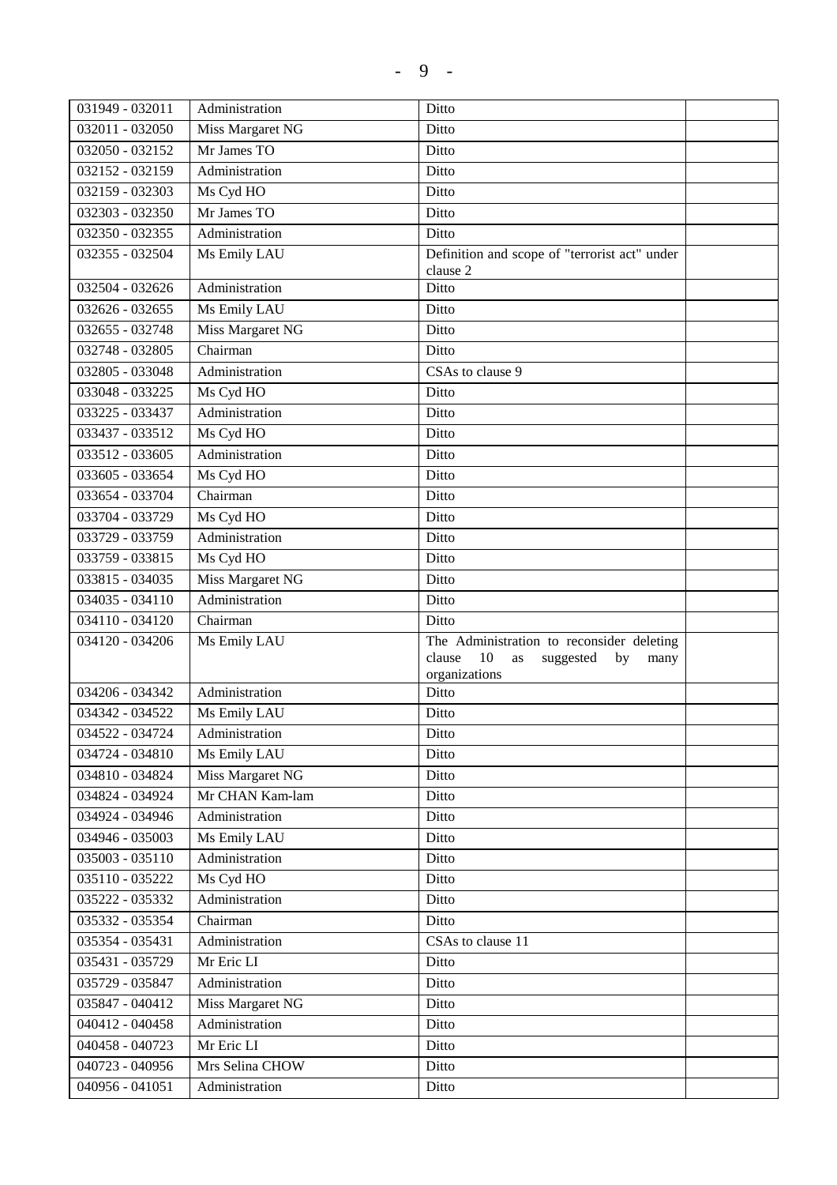| | | | |
|---|---|---|---|
| 031949 - 032011 | Administration | Ditto | |
| 032011 - 032050 | Miss Margaret NG | Ditto | |
| 032050 - 032152 | Mr James TO | Ditto | |
| 032152 - 032159 | Administration | Ditto | |
| 032159 - 032303 | Ms Cyd HO | Ditto | |
| 032303 - 032350 | Mr James TO | Ditto | |
| 032350 - 032355 | Administration | Ditto | |
| 032355 - 032504 | Ms Emily LAU | Definition and scope of "terrorist act" under clause 2 | |
| 032504 - 032626 | Administration | Ditto | |
| 032626 - 032655 | Ms Emily LAU | Ditto | |
| 032655 - 032748 | Miss Margaret NG | Ditto | |
| 032748 - 032805 | Chairman | Ditto | |
| 032805 - 033048 | Administration | CSAs to clause 9 | |
| 033048 - 033225 | Ms Cyd HO | Ditto | |
| 033225 - 033437 | Administration | Ditto | |
| 033437 - 033512 | Ms Cyd HO | Ditto | |
| 033512 - 033605 | Administration | Ditto | |
| 033605 - 033654 | Ms Cyd HO | Ditto | |
| 033654 - 033704 | Chairman | Ditto | |
| 033704 - 033729 | Ms Cyd HO | Ditto | |
| 033729 - 033759 | Administration | Ditto | |
| 033759 - 033815 | Ms Cyd HO | Ditto | |
| 033815 - 034035 | Miss Margaret NG | Ditto | |
| 034035 - 034110 | Administration | Ditto | |
| 034110 - 034120 | Chairman | Ditto | |
| 034120 - 034206 | Ms Emily LAU | The Administration to reconsider deleting clause 10 as suggested by many organizations | |
| 034206 - 034342 | Administration | Ditto | |
| 034342 - 034522 | Ms Emily LAU | Ditto | |
| 034522 - 034724 | Administration | Ditto | |
| 034724 - 034810 | Ms Emily LAU | Ditto | |
| 034810 - 034824 | Miss Margaret NG | Ditto | |
| 034824 - 034924 | Mr CHAN Kam-lam | Ditto | |
| 034924 - 034946 | Administration | Ditto | |
| 034946 - 035003 | Ms Emily LAU | Ditto | |
| 035003 - 035110 | Administration | Ditto | |
| 035110 - 035222 | Ms Cyd HO | Ditto | |
| 035222 - 035332 | Administration | Ditto | |
| 035332 - 035354 | Chairman | Ditto | |
| 035354 - 035431 | Administration | CSAs to clause 11 | |
| 035431 - 035729 | Mr Eric LI | Ditto | |
| 035729 - 035847 | Administration | Ditto | |
| 035847 - 040412 | Miss Margaret NG | Ditto | |
| 040412 - 040458 | Administration | Ditto | |
| 040458 - 040723 | Mr Eric LI | Ditto | |
| 040723 - 040956 | Mrs Selina CHOW | Ditto | |
| 040956 - 041051 | Administration | Ditto | |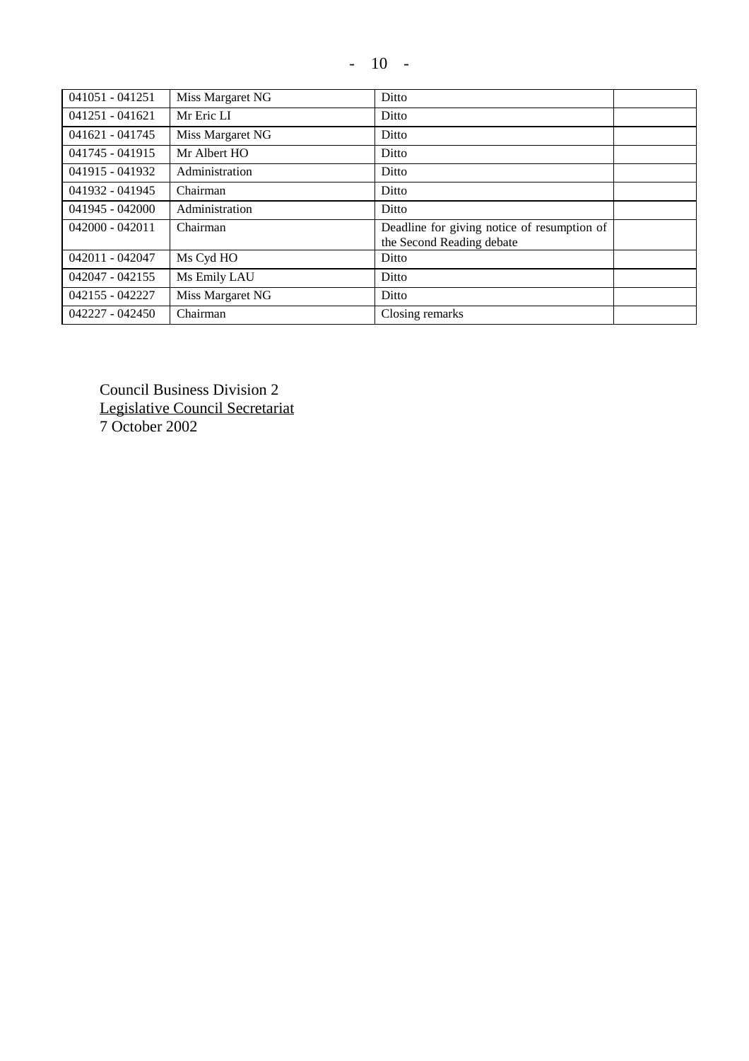| | | | |
|---|---|---|---|
| 041051 - 041251 | Miss Margaret NG | Ditto | |
| 041251 - 041621 | Mr Eric LI | Ditto | |
| 041621 - 041745 | Miss Margaret NG | Ditto | |
| 041745 - 041915 | Mr Albert HO | Ditto | |
| 041915 - 041932 | Administration | Ditto | |
| 041932 - 041945 | Chairman | Ditto | |
| 041945 - 042000 | Administration | Ditto | |
| 042000 - 042011 | Chairman | Deadline for giving notice of resumption of the Second Reading debate | |
| 042011 - 042047 | Ms Cyd HO | Ditto | |
| 042047 - 042155 | Ms Emily LAU | Ditto | |
| 042155 - 042227 | Miss Margaret NG | Ditto | |
| 042227 - 042450 | Chairman | Closing remarks | |

Council Business Division 2
Legislative Council Secretariat
7 October 2002